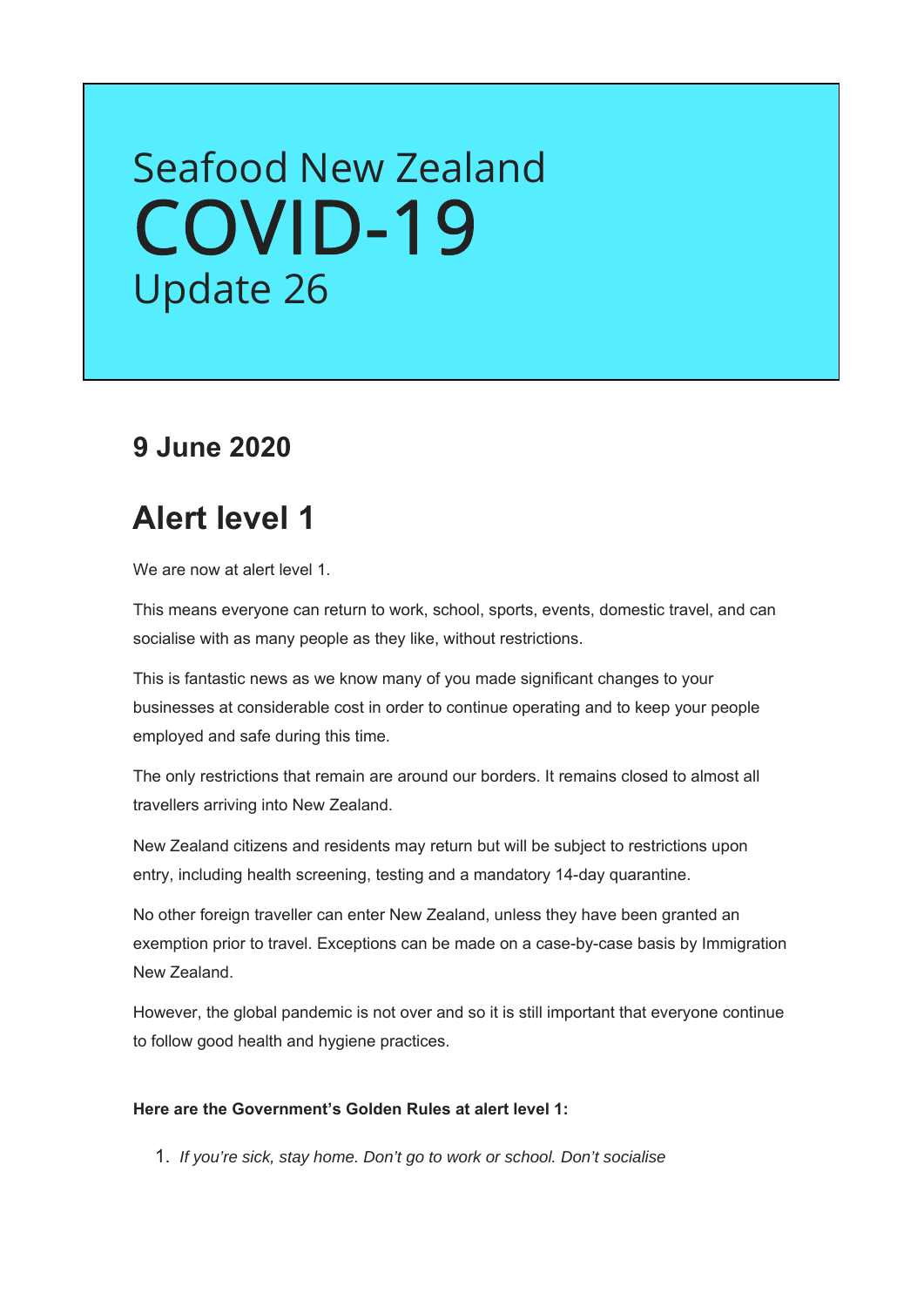# Seafood New Zealand COVID-19 Update 26

### 9 June 2020

## Alert level 1

We are now at alert level 1.

This means everyone can return to work, school, sports, events, domestic travel, and can socialise with as many people as they like, without restrictions.

This is fantastic news as we know many of you made significant changes to your businesses at considerable cost in order to continue operating and to keep your people employed and safe during this time.

The only restrictions that remain are around our borders. It remains closed to almost all travellers arriving into New Zealand.

New Zealand citizens and residents may return but will be subject to restrictions upon entry, including health screening, testing and a mandatory 14-day quarantine.

No other foreign traveller can enter New Zealand, unless they have been granted an exemption prior to travel. Exceptions can be made on a case-by-case basis by Immigration New Zealand.

However, the global pandemic is not over and so it is still important that everyone continue to follow good health and hygiene practices.

**Here are the Government's Golden Rules at alert level 1:**

1. *If you're sick, stay home. Don't go to work or school. Don't socialise*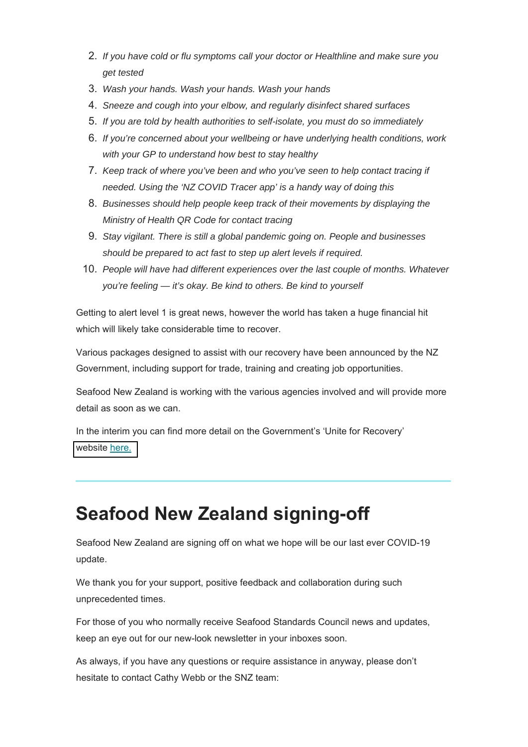2. *If you have cold or flu symptoms call your doctor or Healthline and make sure you get tested*
3. *Wash your hands. Wash your hands. Wash your hands*
4. *Sneeze and cough into your elbow, and regularly disinfect shared surfaces*
5. *If you are told by health authorities to self-isolate, you must do so immediately*
6. *If you're concerned about your wellbeing or have underlying health conditions, work with your GP to understand how best to stay healthy*
7. *Keep track of where you've been and who you've seen to help contact tracing if needed. Using the 'NZ COVID Tracer app' is a handy way of doing this*
8. *Businesses should help people keep track of their movements by displaying the Ministry of Health QR Code for contact tracing*
9. *Stay vigilant. There is still a global pandemic going on. People and businesses should be prepared to act fast to step up alert levels if required.*
10. *People will have had different experiences over the last couple of months. Whatever you're feeling — it's okay. Be kind to others. Be kind to yourself*

Getting to alert level 1 is great news, however the world has taken a huge financial hit which will likely take considerable time to recover.

Various packages designed to assist with our recovery have been announced by the NZ Government, including support for trade, training and creating job opportunities.

Seafood New Zealand is working with the various agencies involved and will provide more detail as soon as we can.

In the interim you can find more detail on the Government's 'Unite for Recovery' website here.

---

# Seafood New Zealand signing-off

Seafood New Zealand are signing off on what we hope will be our last ever COVID-19 update.

We thank you for your support, positive feedback and collaboration during such unprecedented times.

For those of you who normally receive Seafood Standards Council news and updates, keep an eye out for our new-look newsletter in your inboxes soon.

As always, if you have any questions or require assistance in anyway, please don't hesitate to contact Cathy Webb or the SNZ team: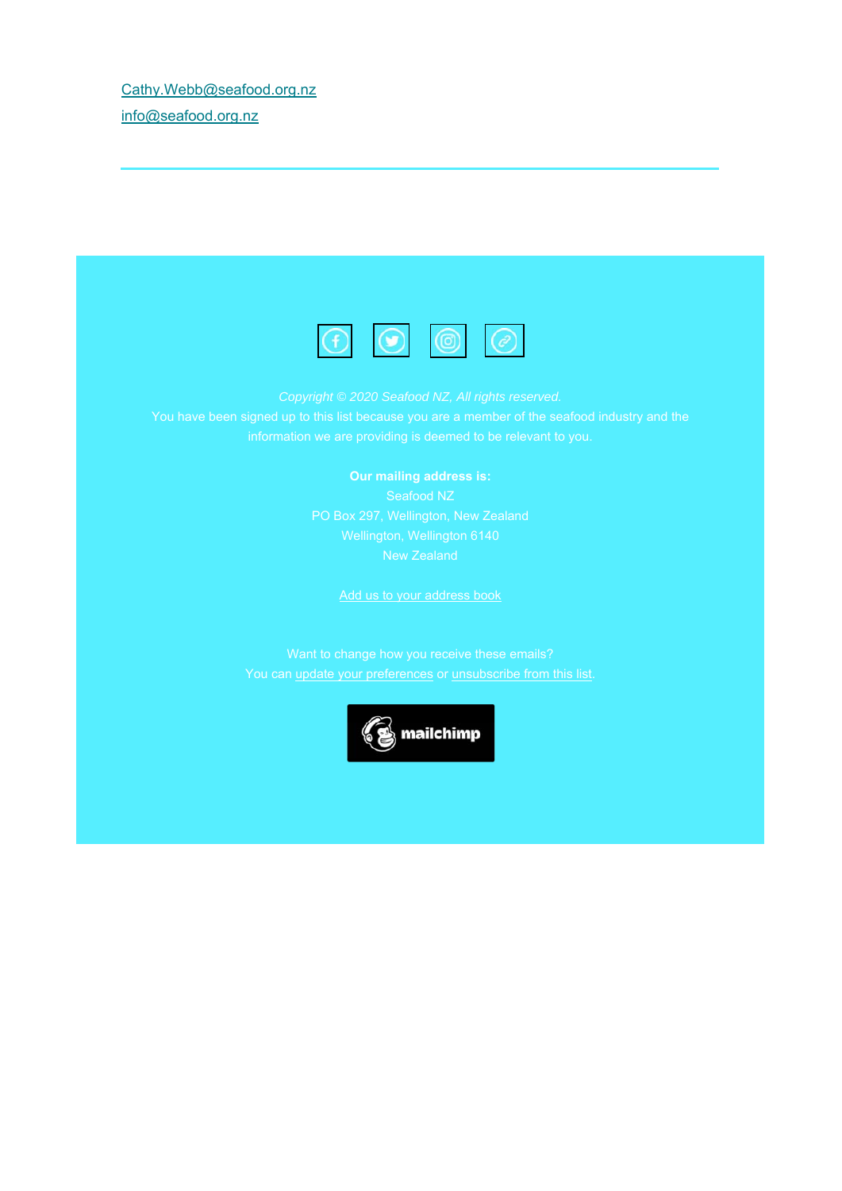Cathy.Webb@seafood.org.nz

info@seafood.org.nz

---

*Copyright © 2020 Seafood NZ, All rights reserved.*

You have been signed up to this list because you are a member of the seafood industry and the information we are providing is deemed to be relevant to you.

**Our mailing address is:**

Seafood NZ

PO Box 297, Wellington, New Zealand

Wellington, Wellington 6140

New Zealand

Add us to your address book

Want to change how you receive these emails?

You can update your preferences or unsubscribe from this list.